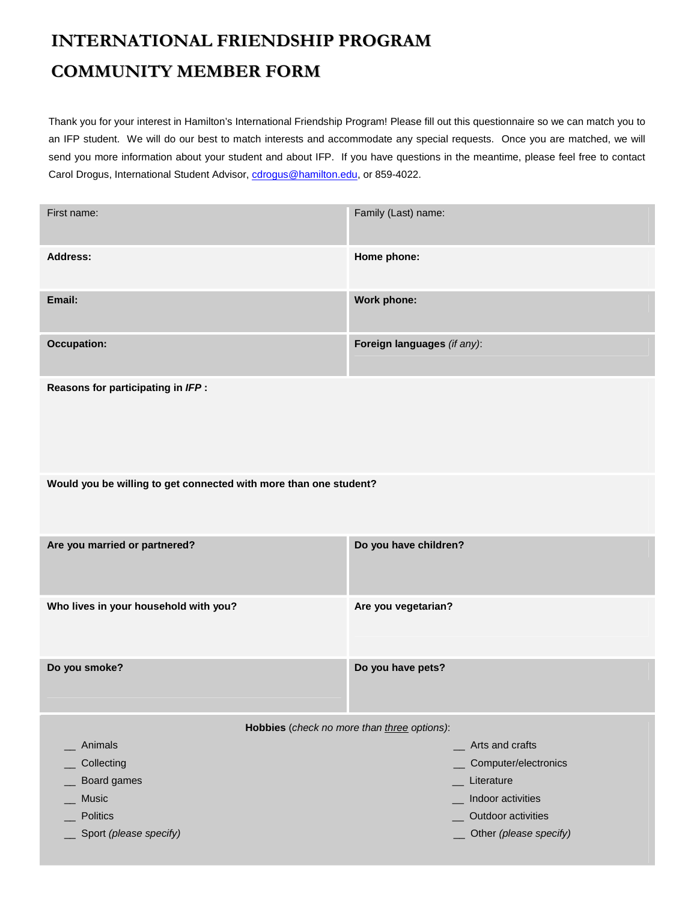# INTERNATIONAL FRIENDSHIP PROGRAM

# COMMUNITY MEMBER FORM

Thank you for your interest in Hamilton's International Friendship Program! Please fill out this questionnaire so we can match you to an IFP student. We will do our best to match interests and accommodate any special requests. Once you are matched, we will send you more information about your student and about IFP. If you have questions in the meantime, please feel free to contact Carol Drogus, International Student Advisor, cdrogus@hamilton.edu, or 859-4022.

| First name: | Family (Last) name: |
|---|---|
| **Address:** | **Home phone:** |
| **Email:** | **Work phone:** |
| **Occupation:** | **Foreign languages** *(if any)*: |
| **Reasons for participating in *IFP* :** | |
| **Would you be willing to get connected with more than one student?** | |
| **Are you married or partnered?** | **Do you have children?** |
| **Who lives in your household with you?** | **Are you vegetarian?** |
| **Do you smoke?** | **Do you have pets?** |

**Hobbies** (*check no more than three options*):

| | |
|---|---|
| __ Animals | __ Arts and crafts |
| __ Collecting | __ Computer/electronics |
| __ Board games | __ Literature |
| __ Music | __ Indoor activities |
| __ Politics | __ Outdoor activities |
| __ Sport *(please specify)* | __ Other *(please specify)* |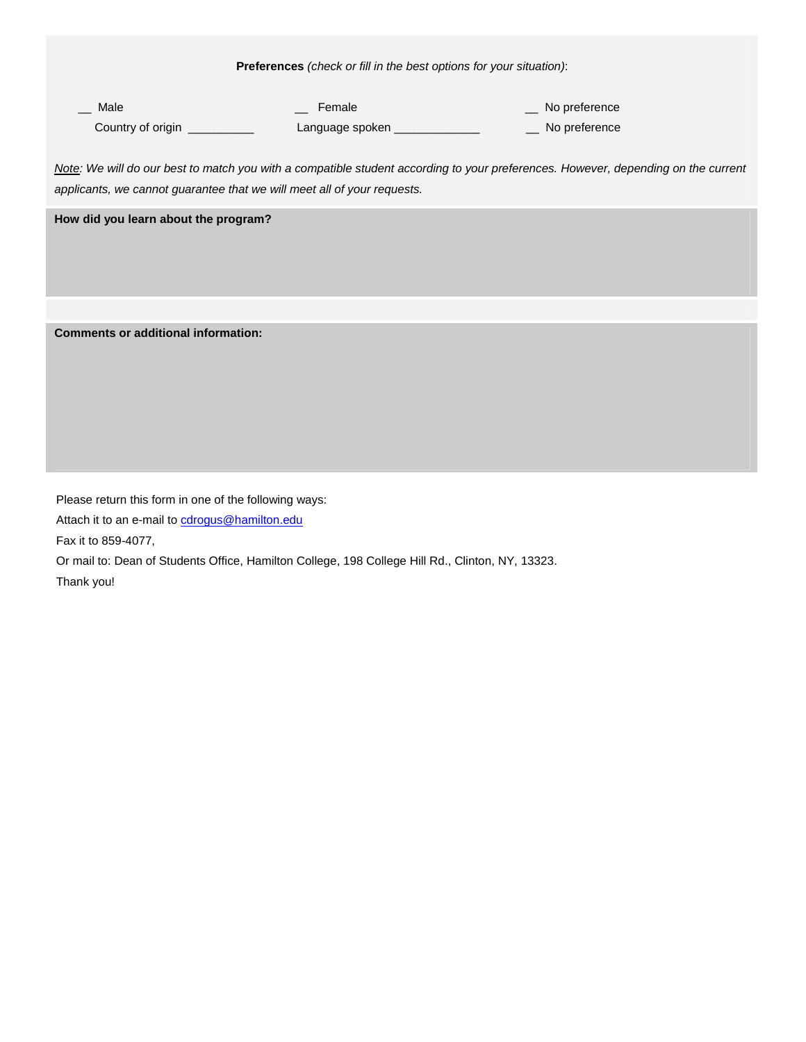**Preferences** *(check or fill in the best options for your situation)*:

__ Male &nbsp;&nbsp;&nbsp;&nbsp; __ Female &nbsp;&nbsp;&nbsp;&nbsp; __ No preference

Country of origin __________ &nbsp;&nbsp;&nbsp;&nbsp; Language spoken _____________ &nbsp;&nbsp;&nbsp;&nbsp; __ No preference

*Note: We will do our best to match you with a compatible student according to your preferences. However, depending on the current applicants, we cannot guarantee that we will meet all of your requests.*

**How did you learn about the program?**

**Comments or additional information:**

Please return this form in one of the following ways:

Attach it to an e-mail to cdrogus@hamilton.edu

Fax it to 859-4077,

Or mail to: Dean of Students Office, Hamilton College, 198 College Hill Rd., Clinton, NY, 13323.

Thank you!